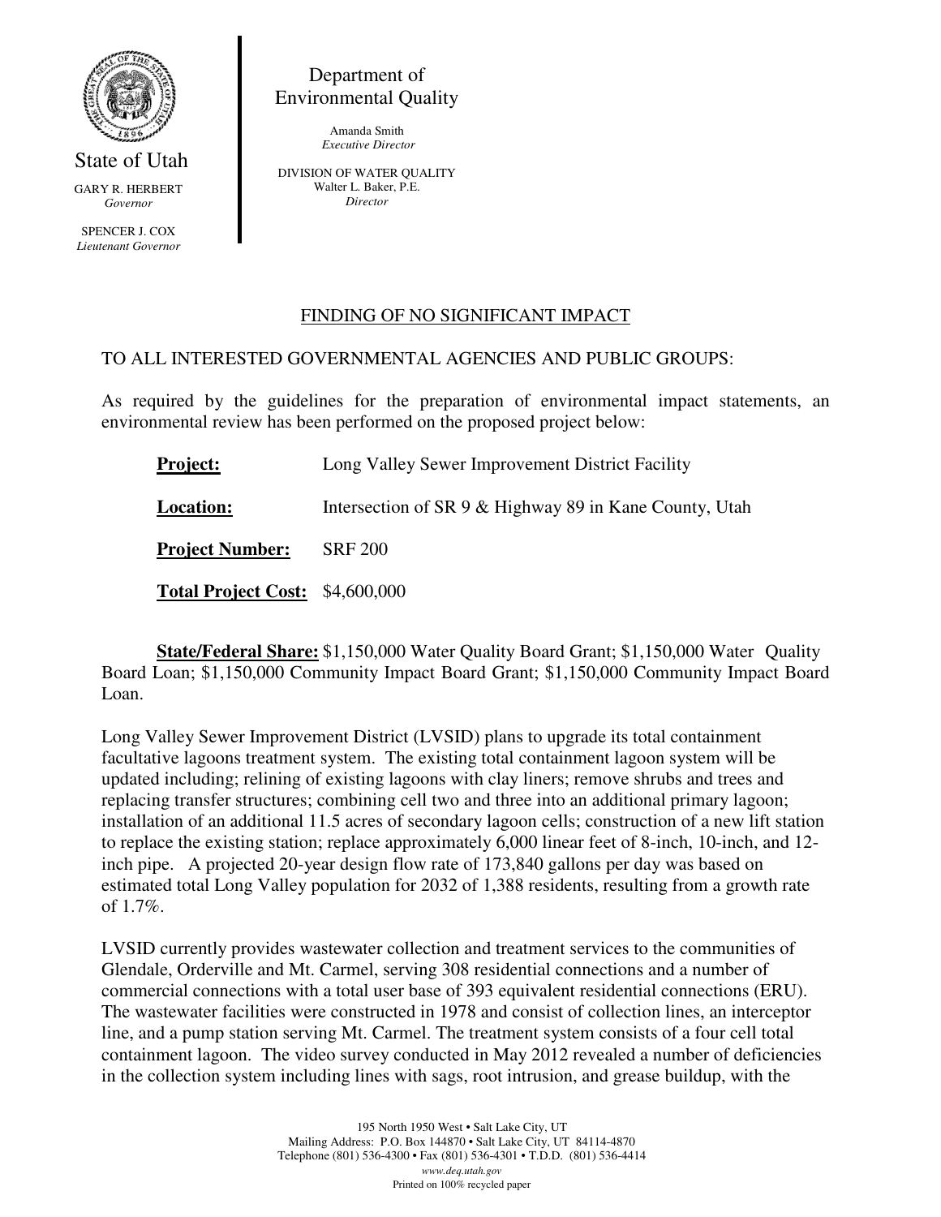State of Utah

GARY R. HERBERT
*Governor*

SPENCER J. COX
*Lieutenant Governor*

Department of
Environmental Quality

Amanda Smith
*Executive Director*

DIVISION OF WATER QUALITY
Walter L. Baker, P.E.
*Director*

## FINDING OF NO SIGNIFICANT IMPACT

TO ALL INTERESTED GOVERNMENTAL AGENCIES AND PUBLIC GROUPS:

As required by the guidelines for the preparation of environmental impact statements, an environmental review has been performed on the proposed project below:

**Project:** Long Valley Sewer Improvement District Facility

**Location:** Intersection of SR 9 & Highway 89 in Kane County, Utah

**Project Number:** SRF 200

**Total Project Cost:** $4,600,000

**State/Federal Share:** $1,150,000 Water Quality Board Grant; $1,150,000 Water Quality Board Loan; $1,150,000 Community Impact Board Grant; $1,150,000 Community Impact Board Loan.

Long Valley Sewer Improvement District (LVSID) plans to upgrade its total containment facultative lagoons treatment system. The existing total containment lagoon system will be updated including; relining of existing lagoons with clay liners; remove shrubs and trees and replacing transfer structures; combining cell two and three into an additional primary lagoon; installation of an additional 11.5 acres of secondary lagoon cells; construction of a new lift station to replace the existing station; replace approximately 6,000 linear feet of 8-inch, 10-inch, and 12-inch pipe. A projected 20-year design flow rate of 173,840 gallons per day was based on estimated total Long Valley population for 2032 of 1,388 residents, resulting from a growth rate of 1.7%.

LVSID currently provides wastewater collection and treatment services to the communities of Glendale, Orderville and Mt. Carmel, serving 308 residential connections and a number of commercial connections with a total user base of 393 equivalent residential connections (ERU). The wastewater facilities were constructed in 1978 and consist of collection lines, an interceptor line, and a pump station serving Mt. Carmel. The treatment system consists of a four cell total containment lagoon. The video survey conducted in May 2012 revealed a number of deficiencies in the collection system including lines with sags, root intrusion, and grease buildup, with the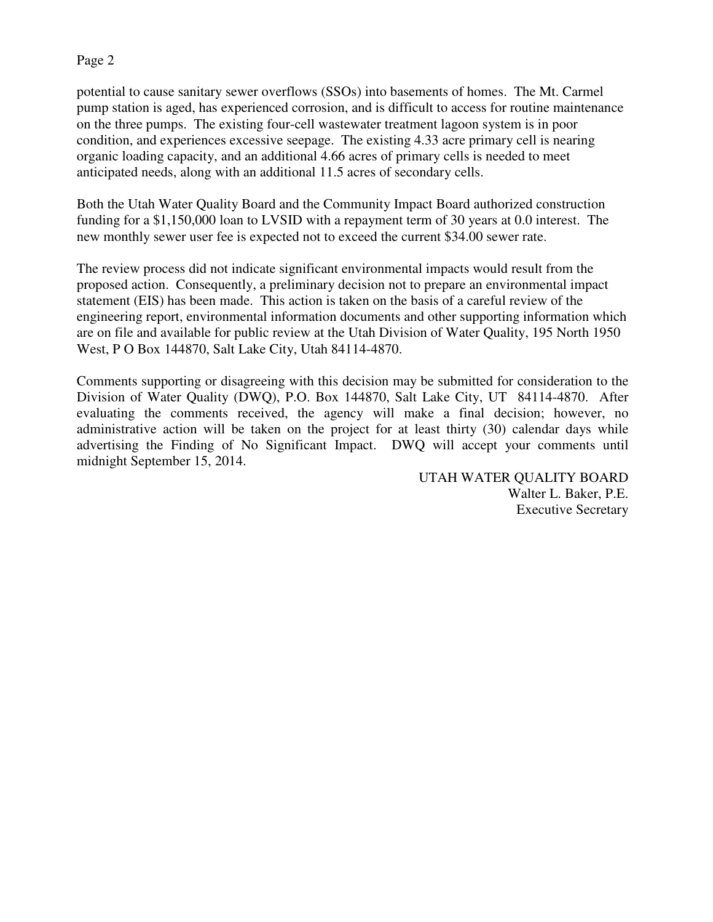potential to cause sanitary sewer overflows (SSOs) into basements of homes. The Mt. Carmel pump station is aged, has experienced corrosion, and is difficult to access for routine maintenance on the three pumps. The existing four-cell wastewater treatment lagoon system is in poor condition, and experiences excessive seepage. The existing 4.33 acre primary cell is nearing organic loading capacity, and an additional 4.66 acres of primary cells is needed to meet anticipated needs, along with an additional 11.5 acres of secondary cells.

Both the Utah Water Quality Board and the Community Impact Board authorized construction funding for a $1,150,000 loan to LVSID with a repayment term of 30 years at 0.0 interest. The new monthly sewer user fee is expected not to exceed the current $34.00 sewer rate.

The review process did not indicate significant environmental impacts would result from the proposed action. Consequently, a preliminary decision not to prepare an environmental impact statement (EIS) has been made. This action is taken on the basis of a careful review of the engineering report, environmental information documents and other supporting information which are on file and available for public review at the Utah Division of Water Quality, 195 North 1950 West, P O Box 144870, Salt Lake City, Utah 84114-4870.

Comments supporting or disagreeing with this decision may be submitted for consideration to the Division of Water Quality (DWQ), P.O. Box 144870, Salt Lake City, UT 84114-4870. After evaluating the comments received, the agency will make a final decision; however, no administrative action will be taken on the project for at least thirty (30) calendar days while advertising the Finding of No Significant Impact. DWQ will accept your comments until midnight September 15, 2014.

UTAH WATER QUALITY BOARD
Walter L. Baker, P.E.
Executive Secretary